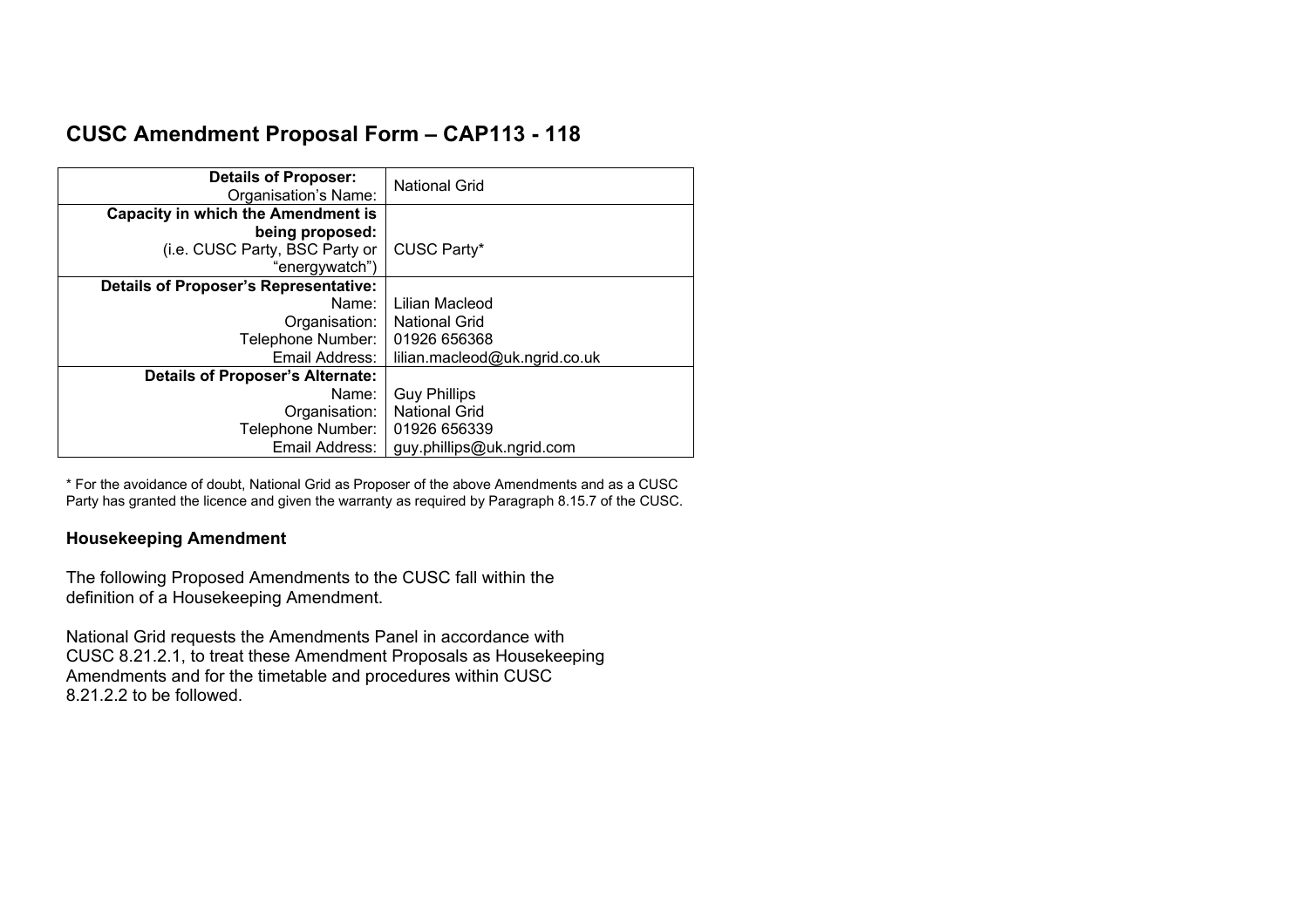# CUSC Amendment Proposal Form – CAP113 - 118

| | |
|---|---|
| **Details of Proposer:**<br>Organisation's Name: | National Grid |
| **Capacity in which the Amendment is being proposed:**<br>(i.e. CUSC Party, BSC Party or "energywatch") | CUSC Party* |
| **Details of Proposer's Representative:**<br>Name:<br>Organisation:<br>Telephone Number:<br>Email Address: | <br>Lilian Macleod<br>National Grid<br>01926 656368<br>lilian.macleod@uk.ngrid.co.uk |
| **Details of Proposer's Alternate:**<br>Name:<br>Organisation:<br>Telephone Number:<br>Email Address: | <br>Guy Phillips<br>National Grid<br>01926 656339<br>guy.phillips@uk.ngrid.com |

* For the avoidance of doubt, National Grid as Proposer of the above Amendments and as a CUSC Party has granted the licence and given the warranty as required by Paragraph 8.15.7 of the CUSC.

**Housekeeping Amendment**

The following Proposed Amendments to the CUSC fall within the definition of a Housekeeping Amendment.

National Grid requests the Amendments Panel in accordance with CUSC 8.21.2.1, to treat these Amendment Proposals as Housekeeping Amendments and for the timetable and procedures within CUSC 8.21.2.2 to be followed.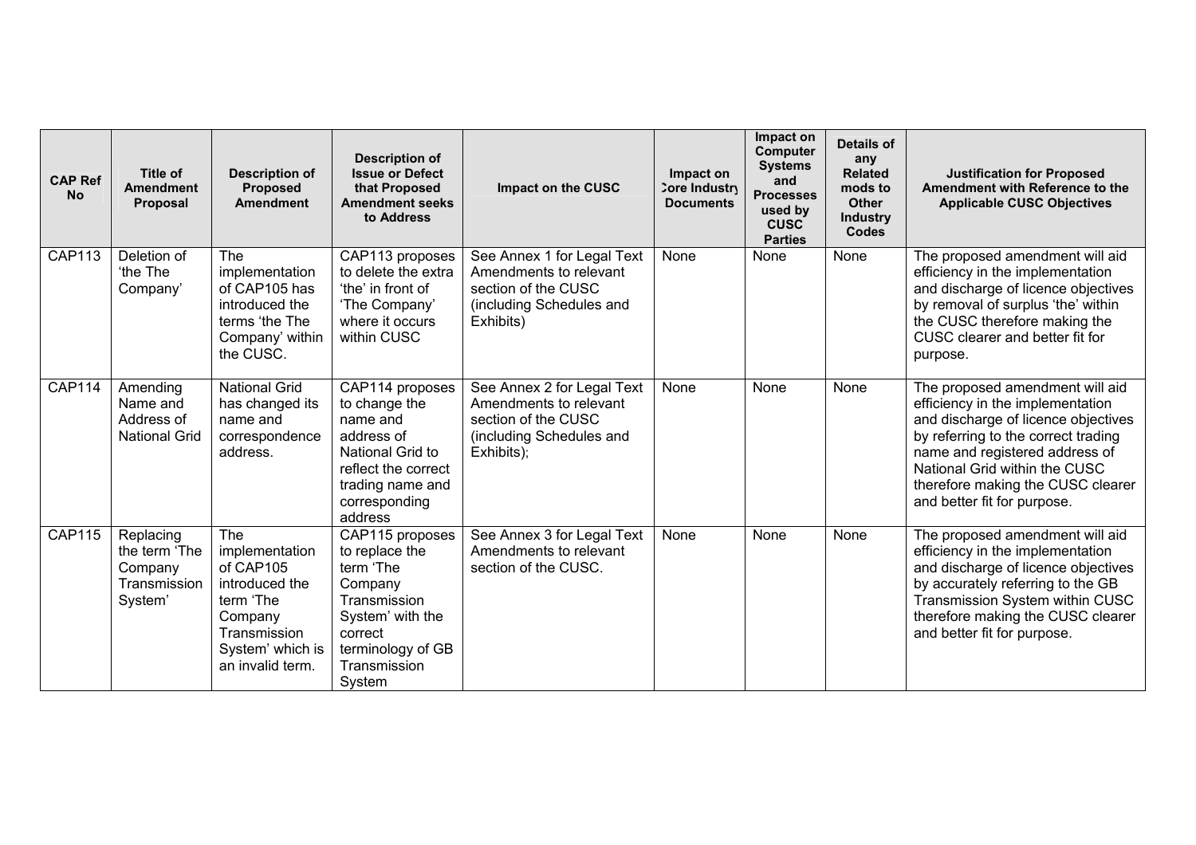| CAP Ref No | Title of Amendment Proposal | Description of Proposed Amendment | Description of Issue or Defect that Proposed Amendment seeks to Address | Impact on the CUSC | Impact on Core Industry Documents | Impact on Computer Systems and Processes used by CUSC Parties | Details of any Related mods to Other Industry Codes | Justification for Proposed Amendment with Reference to the Applicable CUSC Objectives |
|---|---|---|---|---|---|---|---|---|
| CAP113 | Deletion of 'the The Company' | The implementation of CAP105 has introduced the terms 'the The Company' within the CUSC. | CAP113 proposes to delete the extra 'the' in front of 'The Company' where it occurs within CUSC | See Annex 1 for Legal Text Amendments to relevant section of the CUSC (including Schedules and Exhibits) | None | None | None | The proposed amendment will aid efficiency in the implementation and discharge of licence objectives by removal of surplus 'the' within the CUSC therefore making the CUSC clearer and better fit for purpose. |
| CAP114 | Amending Name and Address of National Grid | National Grid has changed its name and correspondence address. | CAP114 proposes to change the name and address of National Grid to reflect the correct trading name and corresponding address | See Annex 2 for Legal Text Amendments to relevant section of the CUSC (including Schedules and Exhibits); | None | None | None | The proposed amendment will aid efficiency in the implementation and discharge of licence objectives by referring to the correct trading name and registered address of National Grid within the CUSC therefore making the CUSC clearer and better fit for purpose. |
| CAP115 | Replacing the term 'The Company Transmission System' | The implementation of CAP105 introduced the term 'The Company Transmission System' which is an invalid term. | CAP115 proposes to replace the term 'The Company Transmission System' with the correct terminology of GB Transmission System | See Annex 3 for Legal Text Amendments to relevant section of the CUSC. | None | None | None | The proposed amendment will aid efficiency in the implementation and discharge of licence objectives by accurately referring to the GB Transmission System within CUSC therefore making the CUSC clearer and better fit for purpose. |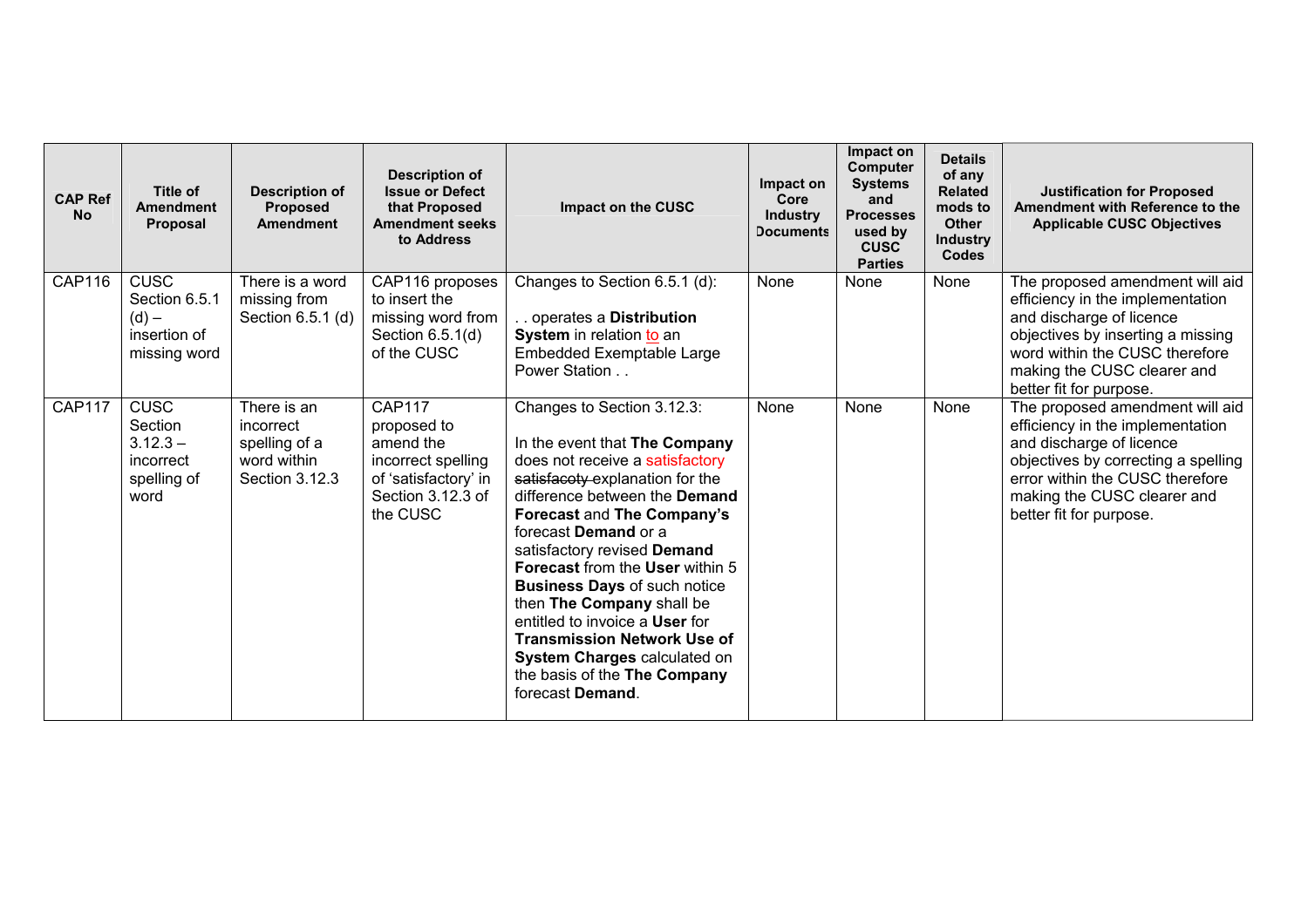| CAP Ref No | Title of Amendment Proposal | Description of Proposed Amendment | Description of Issue or Defect that Proposed Amendment seeks to Address | Impact on the CUSC | Impact on Core Industry Documents | Impact on Computer Systems and Processes used by CUSC Parties | Details of any Related mods to Other Industry Codes | Justification for Proposed Amendment with Reference to the Applicable CUSC Objectives |
|---|---|---|---|---|---|---|---|---|
| CAP116 | CUSC Section 6.5.1 (d) – insertion of missing word | There is a word missing from Section 6.5.1 (d) | CAP116 proposes to insert the missing word from Section 6.5.1(d) of the CUSC | Changes to Section 6.5.1 (d):<br><br>. . operates a **Distribution System** in relation to an Embedded Exemptable Large Power Station . . | None | None | None | The proposed amendment will aid efficiency in the implementation and discharge of licence objectives by inserting a missing word within the CUSC therefore making the CUSC clearer and better fit for purpose. |
| CAP117 | CUSC Section 3.12.3 – incorrect spelling of word | There is an incorrect spelling of a word within Section 3.12.3 | CAP117 proposed to amend the incorrect spelling of 'satisfactory' in Section 3.12.3 of the CUSC | Changes to Section 3.12.3:<br><br>In the event that **The Company** does not receive a satisfactory ~~satisfacoty~~ explanation for the difference between the **Demand Forecast** and **The Company's** forecast **Demand** or a satisfactory revised **Demand Forecast** from the **User** within 5 **Business Days** of such notice then **The Company** shall be entitled to invoice a **User** for **Transmission Network Use of System Charges** calculated on the basis of the **The Company** forecast **Demand**. | None | None | None | The proposed amendment will aid efficiency in the implementation and discharge of licence objectives by correcting a spelling error within the CUSC therefore making the CUSC clearer and better fit for purpose. |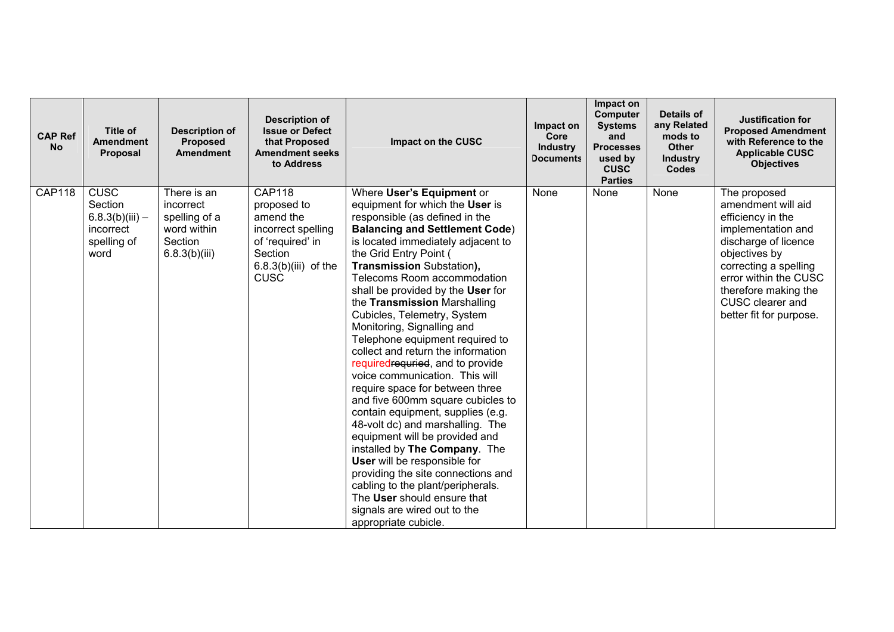| CAP Ref No | Title of Amendment Proposal | Description of Proposed Amendment | Description of Issue or Defect that Proposed Amendment seeks to Address | Impact on the CUSC | Impact on Core Industry Documents | Impact on Computer Systems and Processes used by CUSC Parties | Details of any Related mods to Other Industry Codes | Justification for Proposed Amendment with Reference to the Applicable CUSC Objectives |
|---|---|---|---|---|---|---|---|---|
| CAP118 | CUSC Section 6.8.3(b)(iii) – incorrect spelling of word | There is an incorrect spelling of a word within Section 6.8.3(b)(iii) | CAP118 proposed to amend the incorrect spelling of 'required' in Section 6.8.3(b)(iii) of the CUSC | Where **User's Equipment** or equipment for which the **User** is responsible (as defined in the **Balancing and Settlement Code**) is located immediately adjacent to the Grid Entry Point ( **Transmission** Substation**),** Telecoms Room accommodation shall be provided by the **User** for the **Transmission** Marshalling Cubicles, Telemetry, System Monitoring, Signalling and Telephone equipment required to collect and return the information required~~requried~~, and to provide voice communication. This will require space for between three and five 600mm square cubicles to contain equipment, supplies (e.g. 48-volt dc) and marshalling. The equipment will be provided and installed by **The Company**. The **User** will be responsible for providing the site connections and cabling to the plant/peripherals. The **User** should ensure that signals are wired out to the appropriate cubicle. | None | None | None | The proposed amendment will aid efficiency in the implementation and discharge of licence objectives by correcting a spelling error within the CUSC therefore making the CUSC clearer and better fit for purpose. |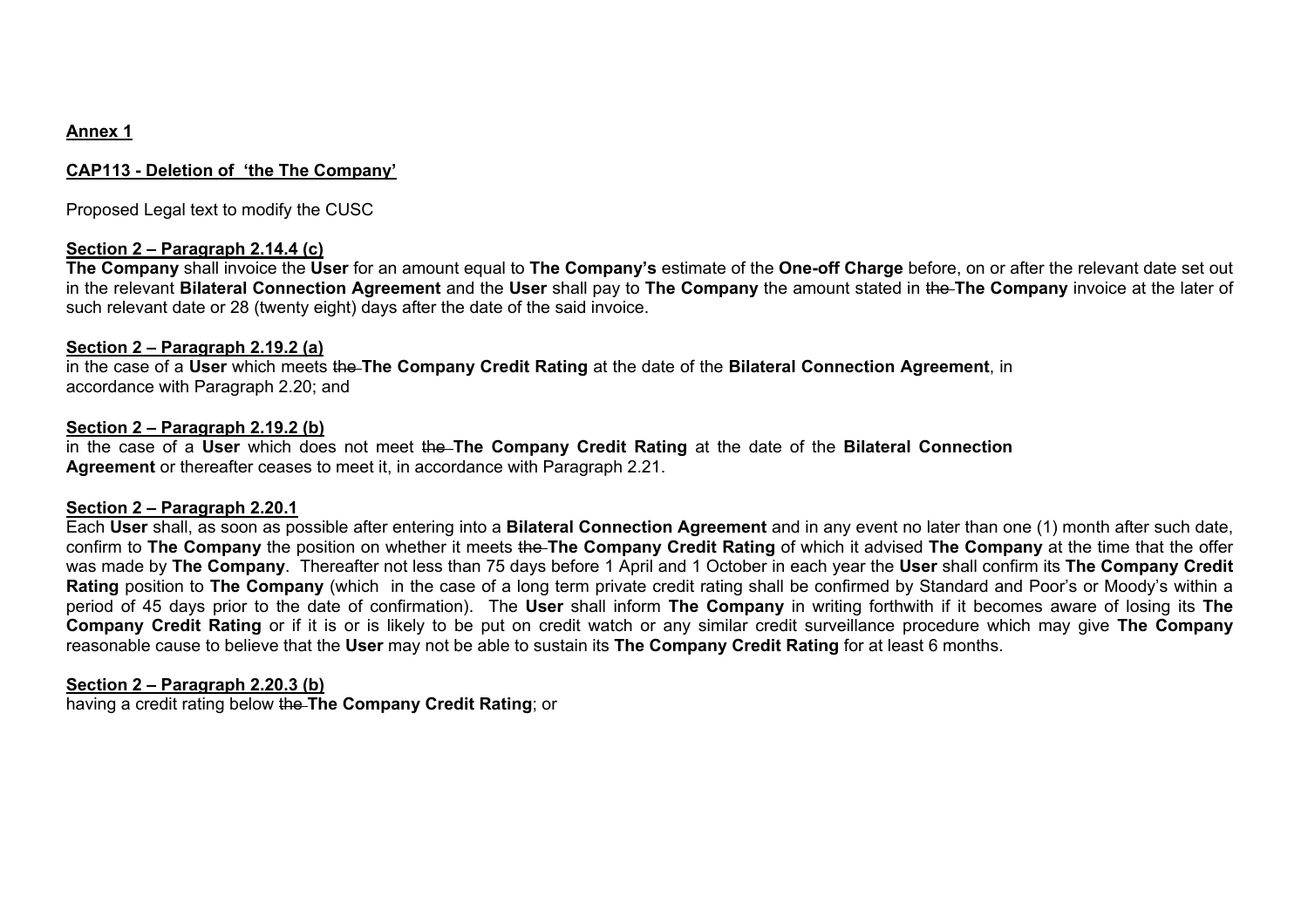**Annex 1**

**CAP113 - Deletion of ‘the The Company’**

Proposed Legal text to modify the CUSC

**Section 2 – Paragraph 2.14.4 (c)**

**The Company** shall invoice the **User** for an amount equal to **The Company’s** estimate of the **One-off Charge** before, on or after the relevant date set out in the relevant **Bilateral Connection Agreement** and the **User** shall pay to **The Company** the amount stated in ~~the~~ **The Company** invoice at the later of such relevant date or 28 (twenty eight) days after the date of the said invoice.

**Section 2 – Paragraph 2.19.2 (a)**

in the case of a **User** which meets ~~the~~ **The Company Credit Rating** at the date of the **Bilateral Connection Agreement**, in accordance with Paragraph 2.20; and

**Section 2 – Paragraph 2.19.2 (b)**

in the case of a **User** which does not meet ~~the~~ **The Company Credit Rating** at the date of the **Bilateral Connection Agreement** or thereafter ceases to meet it, in accordance with Paragraph 2.21.

**Section 2 – Paragraph 2.20.1**

Each **User** shall, as soon as possible after entering into a **Bilateral Connection Agreement** and in any event no later than one (1) month after such date, confirm to **The Company** the position on whether it meets ~~the~~ **The Company Credit Rating** of which it advised **The Company** at the time that the offer was made by **The Company**. Thereafter not less than 75 days before 1 April and 1 October in each year the **User** shall confirm its **The Company Credit Rating** position to **The Company** (which in the case of a long term private credit rating shall be confirmed by Standard and Poor’s or Moody’s within a period of 45 days prior to the date of confirmation). The **User** shall inform **The Company** in writing forthwith if it becomes aware of losing its **The Company Credit Rating** or if it is or is likely to be put on credit watch or any similar credit surveillance procedure which may give **The Company** reasonable cause to believe that the **User** may not be able to sustain its **The Company Credit Rating** for at least 6 months.

**Section 2 – Paragraph 2.20.3 (b)**

having a credit rating below ~~the~~ **The Company Credit Rating**; or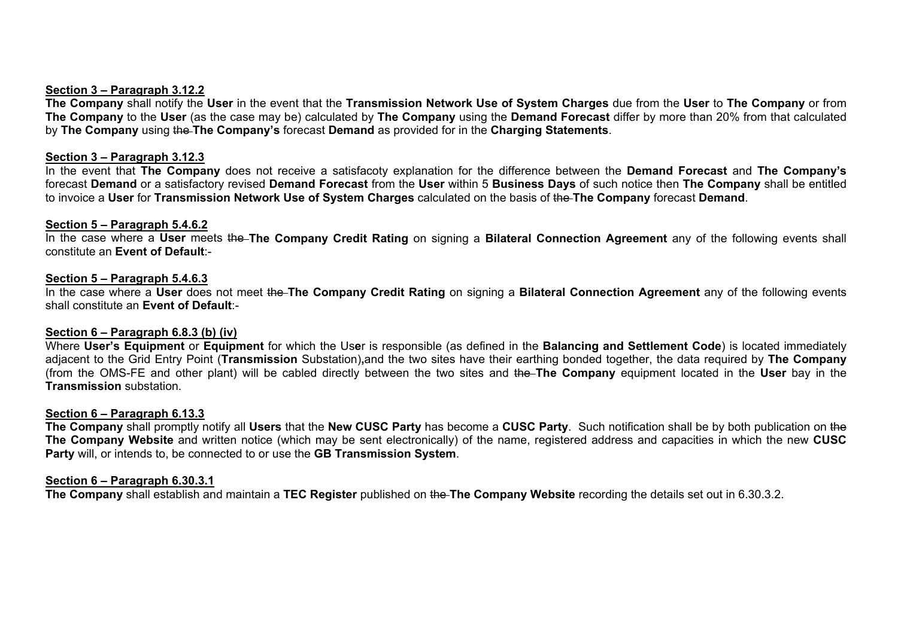**<u>Section 3 – Paragraph 3.12.2</u>**
**The Company** shall notify the **User** in the event that the **Transmission Network Use of System Charges** due from the **User** to **The Company** or from **The Company** to the **User** (as the case may be) calculated by **The Company** using the **Demand Forecast** differ by more than 20% from that calculated by **The Company** using ~~the~~ **The Company's** forecast **Demand** as provided for in the **Charging Statements**.

**<u>Section 3 – Paragraph 3.12.3</u>**
In the event that **The Company** does not receive a satisfacoty explanation for the difference between the **Demand Forecast** and **The Company's** forecast **Demand** or a satisfactory revised **Demand Forecast** from the **User** within 5 **Business Days** of such notice then **The Company** shall be entitled to invoice a **User** for **Transmission Network Use of System Charges** calculated on the basis of ~~the~~ **The Company** forecast **Demand**.

**<u>Section 5 – Paragraph 5.4.6.2</u>**
In the case where a **User** meets ~~the~~ **The Company Credit Rating** on signing a **Bilateral Connection Agreement** any of the following events shall constitute an **Event of Default**:-

**<u>Section 5 – Paragraph 5.4.6.3</u>**
In the case where a **User** does not meet ~~the~~ **The Company Credit Rating** on signing a **Bilateral Connection Agreement** any of the following events shall constitute an **Event of Default**:-

**<u>Section 6 – Paragraph 6.8.3 (b) (iv)</u>**
Where **User's Equipment** or **Equipment** for which the User is responsible (as defined in the **Balancing and Settlement Code**) is located immediately adjacent to the Grid Entry Point (**Transmission** Substation)**,**and the two sites have their earthing bonded together, the data required by **The Company** (from the OMS-FE and other plant) will be cabled directly between the two sites and ~~the~~ **The Company** equipment located in the **User** bay in the **Transmission** substation.

**<u>Section 6 – Paragraph 6.13.3</u>**
**The Company** shall promptly notify all **Users** that the **New CUSC Party** has become a **CUSC Party**. Such notification shall be by both publication on ~~the~~ **The Company Website** and written notice (which may be sent electronically) of the name, registered address and capacities in which the new **CUSC Party** will, or intends to, be connected to or use the **GB Transmission System**.

**<u>Section 6 – Paragraph 6.30.3.1</u>**
**The Company** shall establish and maintain a **TEC Register** published on ~~the~~ **The Company Website** recording the details set out in 6.30.3.2.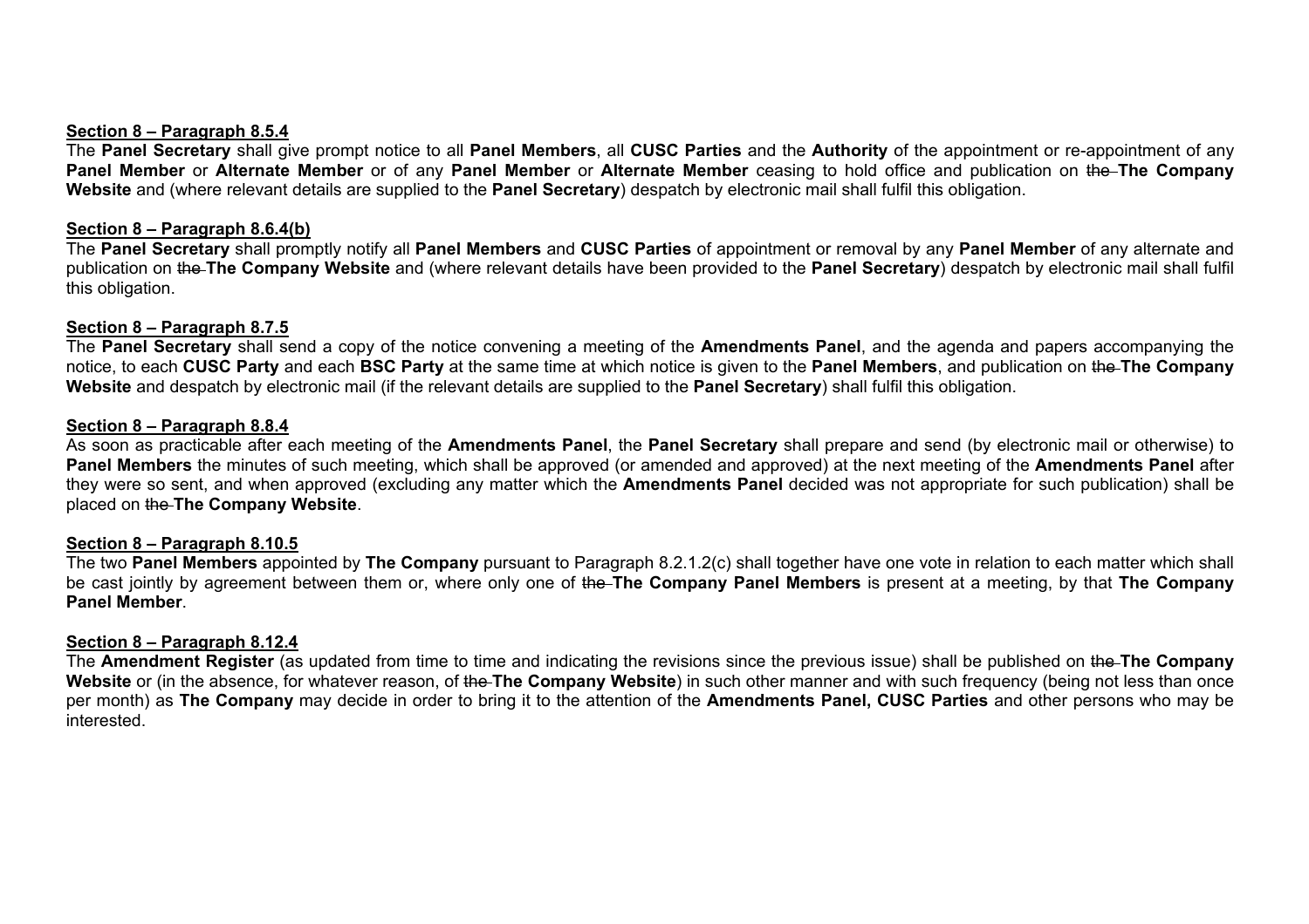**Section 8 – Paragraph 8.5.4**

The **Panel Secretary** shall give prompt notice to all **Panel Members**, all **CUSC Parties** and the **Authority** of the appointment or re-appointment of any **Panel Member** or **Alternate Member** or of any **Panel Member** or **Alternate Member** ceasing to hold office and publication on ~~the~~ **The Company Website** and (where relevant details are supplied to the **Panel Secretary**) despatch by electronic mail shall fulfil this obligation.

**Section 8 – Paragraph 8.6.4(b)**

The **Panel Secretary** shall promptly notify all **Panel Members** and **CUSC Parties** of appointment or removal by any **Panel Member** of any alternate and publication on ~~the~~ **The Company Website** and (where relevant details have been provided to the **Panel Secretary**) despatch by electronic mail shall fulfil this obligation.

**Section 8 – Paragraph 8.7.5**

The **Panel Secretary** shall send a copy of the notice convening a meeting of the **Amendments Panel**, and the agenda and papers accompanying the notice, to each **CUSC Party** and each **BSC Party** at the same time at which notice is given to the **Panel Members**, and publication on ~~the~~ **The Company Website** and despatch by electronic mail (if the relevant details are supplied to the **Panel Secretary**) shall fulfil this obligation.

**Section 8 – Paragraph 8.8.4**

As soon as practicable after each meeting of the **Amendments Panel**, the **Panel Secretary** shall prepare and send (by electronic mail or otherwise) to **Panel Members** the minutes of such meeting, which shall be approved (or amended and approved) at the next meeting of the **Amendments Panel** after they were so sent, and when approved (excluding any matter which the **Amendments Panel** decided was not appropriate for such publication) shall be placed on ~~the~~ **The Company Website**.

**Section 8 – Paragraph 8.10.5**

The two **Panel Members** appointed by **The Company** pursuant to Paragraph 8.2.1.2(c) shall together have one vote in relation to each matter which shall be cast jointly by agreement between them or, where only one of ~~the~~ **The Company Panel Members** is present at a meeting, by that **The Company Panel Member**.

**Section 8 – Paragraph 8.12.4**

The **Amendment Register** (as updated from time to time and indicating the revisions since the previous issue) shall be published on ~~the~~ **The Company Website** or (in the absence, for whatever reason, of ~~the~~ **The Company Website**) in such other manner and with such frequency (being not less than once per month) as **The Company** may decide in order to bring it to the attention of the **Amendments Panel, CUSC Parties** and other persons who may be interested.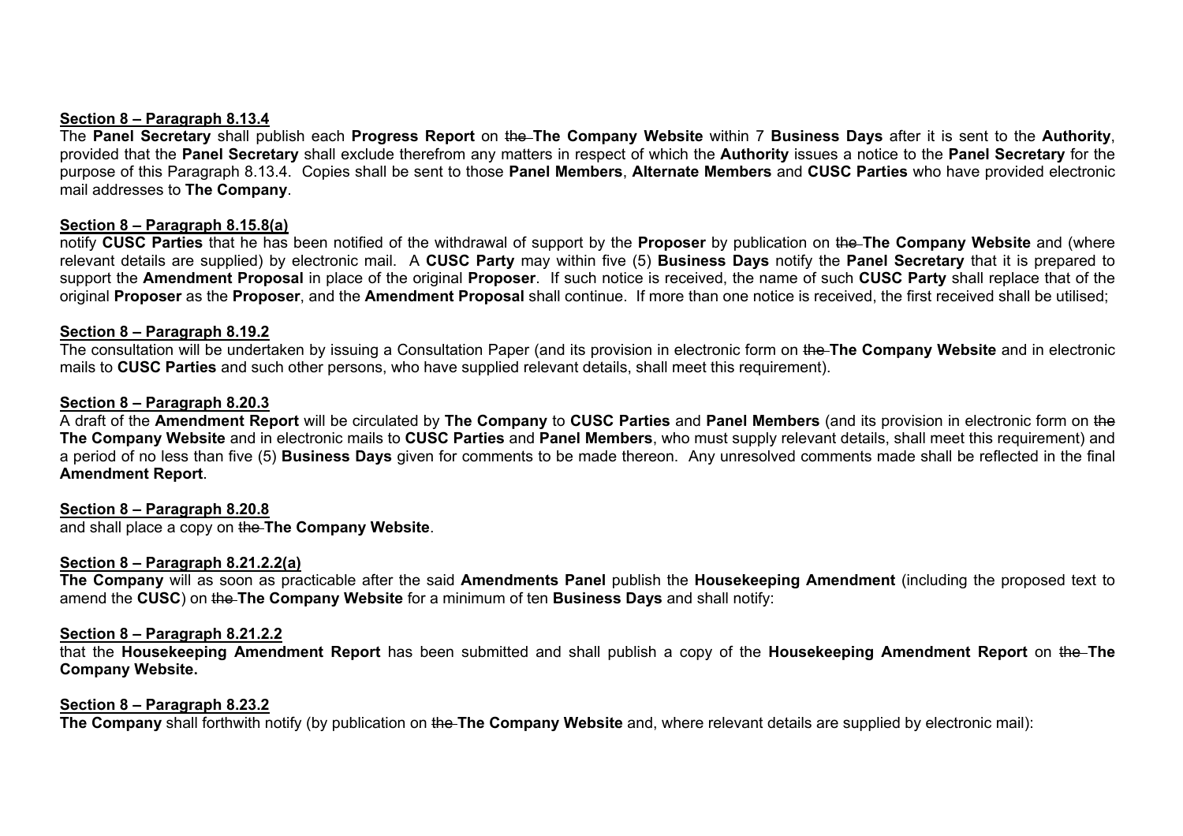**Section 8 – Paragraph 8.13.4**

The **Panel Secretary** shall publish each **Progress Report** on ~~the~~ **The Company Website** within 7 **Business Days** after it is sent to the **Authority**, provided that the **Panel Secretary** shall exclude therefrom any matters in respect of which the **Authority** issues a notice to the **Panel Secretary** for the purpose of this Paragraph 8.13.4. Copies shall be sent to those **Panel Members**, **Alternate Members** and **CUSC Parties** who have provided electronic mail addresses to **The Company**.

**Section 8 – Paragraph 8.15.8(a)**

notify **CUSC Parties** that he has been notified of the withdrawal of support by the **Proposer** by publication on ~~the~~ **The Company Website** and (where relevant details are supplied) by electronic mail. A **CUSC Party** may within five (5) **Business Days** notify the **Panel Secretary** that it is prepared to support the **Amendment Proposal** in place of the original **Proposer**. If such notice is received, the name of such **CUSC Party** shall replace that of the original **Proposer** as the **Proposer**, and the **Amendment Proposal** shall continue. If more than one notice is received, the first received shall be utilised;

**Section 8 – Paragraph 8.19.2**

The consultation will be undertaken by issuing a Consultation Paper (and its provision in electronic form on ~~the~~ **The Company Website** and in electronic mails to **CUSC Parties** and such other persons, who have supplied relevant details, shall meet this requirement).

**Section 8 – Paragraph 8.20.3**

A draft of the **Amendment Report** will be circulated by **The Company** to **CUSC Parties** and **Panel Members** (and its provision in electronic form on ~~the~~ **The Company Website** and in electronic mails to **CUSC Parties** and **Panel Members**, who must supply relevant details, shall meet this requirement) and a period of no less than five (5) **Business Days** given for comments to be made thereon. Any unresolved comments made shall be reflected in the final **Amendment Report**.

**Section 8 – Paragraph 8.20.8**

and shall place a copy on ~~the~~ **The Company Website**.

**Section 8 – Paragraph 8.21.2.2(a)**

**The Company** will as soon as practicable after the said **Amendments Panel** publish the **Housekeeping Amendment** (including the proposed text to amend the **CUSC**) on ~~the~~ **The Company Website** for a minimum of ten **Business Days** and shall notify:

**Section 8 – Paragraph 8.21.2.2**

that the **Housekeeping Amendment Report** has been submitted and shall publish a copy of the **Housekeeping Amendment Report** on ~~the~~ **The Company Website.**

**Section 8 – Paragraph 8.23.2**

**The Company** shall forthwith notify (by publication on ~~the~~ **The Company Website** and, where relevant details are supplied by electronic mail):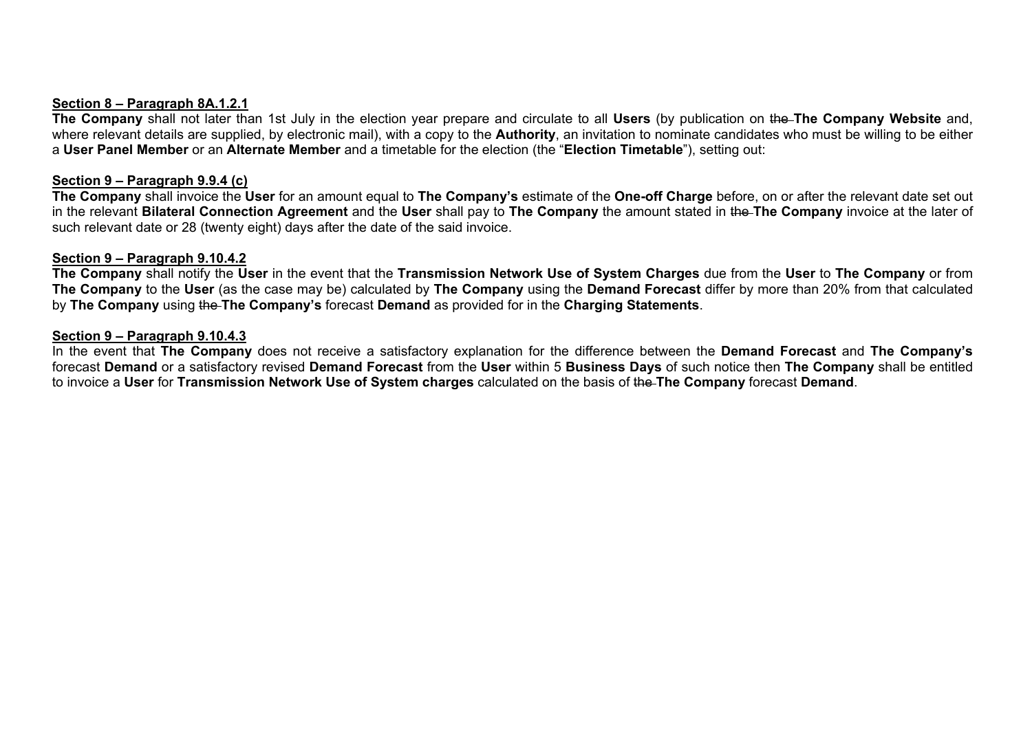**Section 8 – Paragraph 8A.1.2.1**

**The Company** shall not later than 1st July in the election year prepare and circulate to all **Users** (by publication on ~~the~~ **The Company Website** and, where relevant details are supplied, by electronic mail), with a copy to the **Authority**, an invitation to nominate candidates who must be willing to be either a **User Panel Member** or an **Alternate Member** and a timetable for the election (the "**Election Timetable**"), setting out:

**Section 9 – Paragraph 9.9.4 (c)**

**The Company** shall invoice the **User** for an amount equal to **The Company's** estimate of the **One-off Charge** before, on or after the relevant date set out in the relevant **Bilateral Connection Agreement** and the **User** shall pay to **The Company** the amount stated in ~~the~~ **The Company** invoice at the later of such relevant date or 28 (twenty eight) days after the date of the said invoice.

**Section 9 – Paragraph 9.10.4.2**

**The Company** shall notify the **User** in the event that the **Transmission Network Use of System Charges** due from the **User** to **The Company** or from **The Company** to the **User** (as the case may be) calculated by **The Company** using the **Demand Forecast** differ by more than 20% from that calculated by **The Company** using ~~the~~ **The Company's** forecast **Demand** as provided for in the **Charging Statements**.

**Section 9 – Paragraph 9.10.4.3**

In the event that **The Company** does not receive a satisfactory explanation for the difference between the **Demand Forecast** and **The Company's** forecast **Demand** or a satisfactory revised **Demand Forecast** from the **User** within 5 **Business Days** of such notice then **The Company** shall be entitled to invoice a **User** for **Transmission Network Use of System charges** calculated on the basis of ~~the~~ **The Company** forecast **Demand**.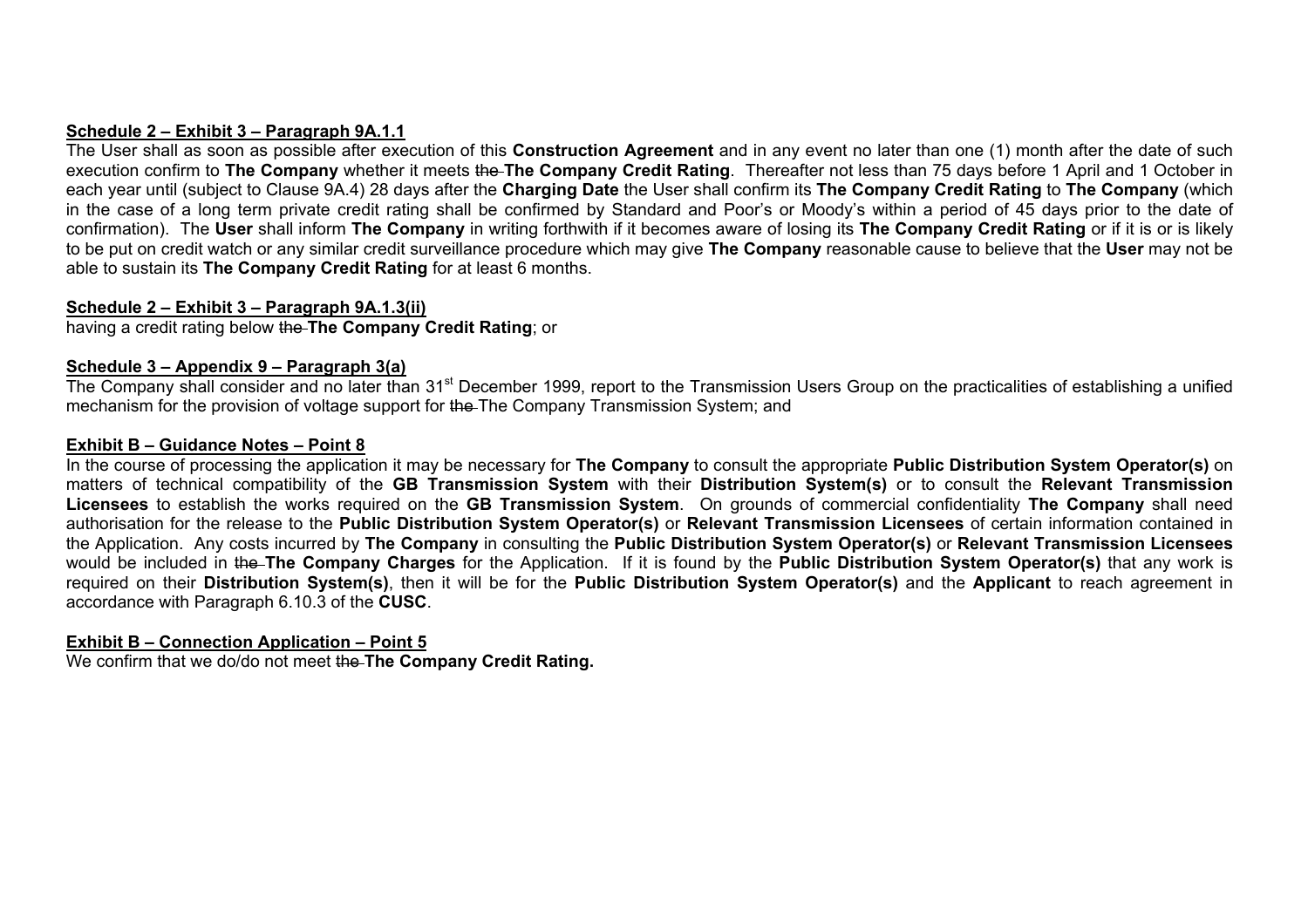**<u>Schedule 2 – Exhibit 3 – Paragraph 9A.1.1</u>**

The User shall as soon as possible after execution of this **Construction Agreement** and in any event no later than one (1) month after the date of such execution confirm to **The Company** whether it meets ~~the~~ **The Company Credit Rating**. Thereafter not less than 75 days before 1 April and 1 October in each year until (subject to Clause 9A.4) 28 days after the **Charging Date** the User shall confirm its **The Company Credit Rating** to **The Company** (which in the case of a long term private credit rating shall be confirmed by Standard and Poor's or Moody's within a period of 45 days prior to the date of confirmation). The **User** shall inform **The Company** in writing forthwith if it becomes aware of losing its **The Company Credit Rating** or if it is or is likely to be put on credit watch or any similar credit surveillance procedure which may give **The Company** reasonable cause to believe that the **User** may not be able to sustain its **The Company Credit Rating** for at least 6 months.

**<u>Schedule 2 – Exhibit 3 – Paragraph 9A.1.3(ii)</u>**

having a credit rating below ~~the~~ **The Company Credit Rating**; or

**<u>Schedule 3 – Appendix 9 – Paragraph 3(a)</u>**

<u>The Company shall consider and no later than 31st December 1999, report to the Transmission Users Group on the practicalities of establishing a unified mechanism for the provision of voltage support for ~~the~~ The Company Transmission System; and</u>

**<u>Exhibit B – Guidance Notes – Point 8</u>**

In the course of processing the application it may be necessary for **The Company** to consult the appropriate **Public Distribution System Operator(s)** on matters of technical compatibility of the **GB Transmission System** with their **Distribution System(s)** or to consult the **Relevant Transmission Licensees** to establish the works required on the **GB Transmission System**. On grounds of commercial confidentiality **The Company** shall need authorisation for the release to the **Public Distribution System Operator(s)** or **Relevant Transmission Licensees** of certain information contained in the Application. Any costs incurred by **The Company** in consulting the **Public Distribution System Operator(s)** or **Relevant Transmission Licensees** would be included in ~~the~~ **The Company Charges** for the Application. If it is found by the **Public Distribution System Operator(s)** that any work is required on their **Distribution System(s)**, then it will be for the **Public Distribution System Operator(s)** and the **Applicant** to reach agreement in accordance with Paragraph 6.10.3 of the **CUSC**.

**<u>Exhibit B – Connection Application – Point 5</u>**

We confirm that we do/do not meet ~~the~~ **The Company Credit Rating.**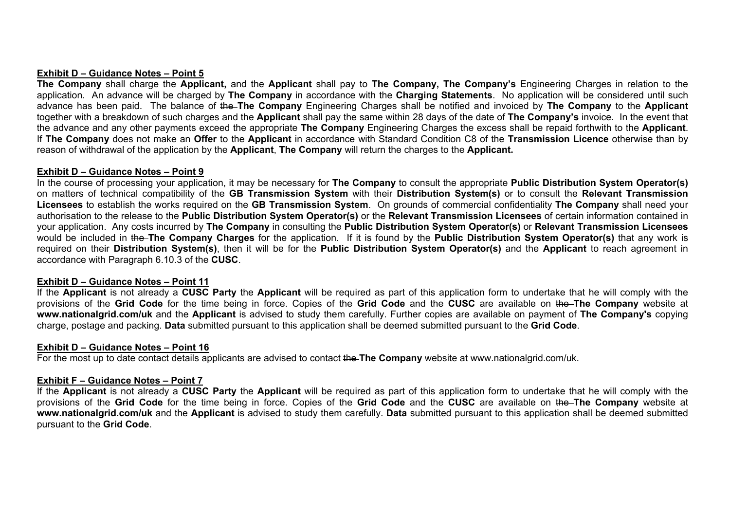**Exhibit D – Guidance Notes – Point 5**

**The Company** shall charge the **Applicant,** and the **Applicant** shall pay to **The Company, The Company's** Engineering Charges in relation to the application. An advance will be charged by **The Company** in accordance with the **Charging Statements**. No application will be considered until such advance has been paid. The balance of ~~the~~ **The Company** Engineering Charges shall be notified and invoiced by **The Company** to the **Applicant** together with a breakdown of such charges and the **Applicant** shall pay the same within 28 days of the date of **The Company's** invoice. In the event that the advance and any other payments exceed the appropriate **The Company** Engineering Charges the excess shall be repaid forthwith to the **Applicant**. If **The Company** does not make an **Offer** to the **Applicant** in accordance with Standard Condition C8 of the **Transmission Licence** otherwise than by reason of withdrawal of the application by the **Applicant**, **The Company** will return the charges to the **Applicant.**

**Exhibit D – Guidance Notes – Point 9**

In the course of processing your application, it may be necessary for **The Company** to consult the appropriate **Public Distribution System Operator(s)** on matters of technical compatibility of the **GB Transmission System** with their **Distribution System(s)** or to consult the **Relevant Transmission Licensees** to establish the works required on the **GB Transmission System**. On grounds of commercial confidentiality **The Company** shall need your authorisation to the release to the **Public Distribution System Operator(s)** or the **Relevant Transmission Licensees** of certain information contained in your application. Any costs incurred by **The Company** in consulting the **Public Distribution System Operator(s)** or **Relevant Transmission Licensees** would be included in ~~the~~ **The Company Charges** for the application. If it is found by the **Public Distribution System Operator(s)** that any work is required on their **Distribution System(s)**, then it will be for the **Public Distribution System Operator(s)** and the **Applicant** to reach agreement in accordance with Paragraph 6.10.3 of the **CUSC**.

**Exhibit D – Guidance Notes – Point 11**

If the **Applicant** is not already a **CUSC Party** the **Applicant** will be required as part of this application form to undertake that he will comply with the provisions of the **Grid Code** for the time being in force. Copies of the **Grid Code** and the **CUSC** are available on ~~the~~ **The Company** website at **www.nationalgrid.com/uk** and the **Applicant** is advised to study them carefully. Further copies are available on payment of **The Company's** copying charge, postage and packing. **Data** submitted pursuant to this application shall be deemed submitted pursuant to the **Grid Code**.

**Exhibit D – Guidance Notes – Point 16**

For the most up to date contact details applicants are advised to contact ~~the~~ **The Company** website at www.nationalgrid.com/uk.

**Exhibit F – Guidance Notes – Point 7**

If the **Applicant** is not already a **CUSC Party** the **Applicant** will be required as part of this application form to undertake that he will comply with the provisions of the **Grid Code** for the time being in force. Copies of the **Grid Code** and the **CUSC** are available on ~~the~~ **The Company** website at **www.nationalgrid.com/uk** and the **Applicant** is advised to study them carefully. **Data** submitted pursuant to this application shall be deemed submitted pursuant to the **Grid Code**.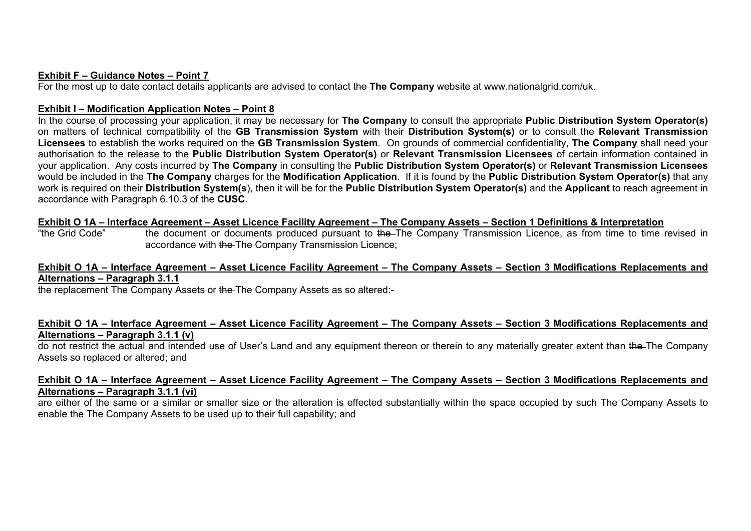**Exhibit F – Guidance Notes – Point 7**

For the most up to date contact details applicants are advised to contact ~~the~~ **The Company** website at www.nationalgrid.com/uk.

**Exhibit I – Modification Application Notes – Point 8**

In the course of processing your application, it may be necessary for **The Company** to consult the appropriate **Public Distribution System Operator(s)** on matters of technical compatibility of the **GB Transmission System** with their **Distribution System(s)** or to consult the **Relevant Transmission Licensees** to establish the works required on the **GB Transmission System**. On grounds of commercial confidentiality, **The Company** shall need your authorisation to the release to the **Public Distribution System Operator(s)** or **Relevant Transmission Licensees** of certain information contained in your application. Any costs incurred by **The Company** in consulting the **Public Distribution System Operator(s)** or **Relevant Transmission Licensees** would be included in ~~the~~ **The Company** charges for the **Modification Application**. If it is found by the **Public Distribution System Operator(s)** that any work is required on their **Distribution System(s**), then it will be for the **Public Distribution System Operator(s)** and the **Applicant** to reach agreement in accordance with Paragraph 6.10.3 of the **CUSC**.

**Exhibit O 1A – Interface Agreement – Asset Licence Facility Agreement – The Company Assets – Section 1 Definitions & Interpretation**

"the Grid Code" the document or documents produced pursuant to ~~the~~ The Company Transmission Licence, as from time to time revised in accordance with ~~the~~ The Company Transmission Licence;

**Exhibit O 1A – Interface Agreement – Asset Licence Facility Agreement – The Company Assets – Section 3 Modifications Replacements and Alternations – Paragraph 3.1.1**

the replacement The Company Assets or ~~the~~ The Company Assets as so altered:-

**Exhibit O 1A – Interface Agreement – Asset Licence Facility Agreement – The Company Assets – Section 3 Modifications Replacements and Alternations – Paragraph 3.1.1 (v)**

do not restrict the actual and intended use of User's Land and any equipment thereon or therein to any materially greater extent than ~~the~~ The Company Assets so replaced or altered; and

**Exhibit O 1A – Interface Agreement – Asset Licence Facility Agreement – The Company Assets – Section 3 Modifications Replacements and Alternations – Paragraph 3.1.1 (vi)**

are either of the same or a similar or smaller size or the alteration is effected substantially within the space occupied by such The Company Assets to enable ~~the~~ The Company Assets to be used up to their full capability; and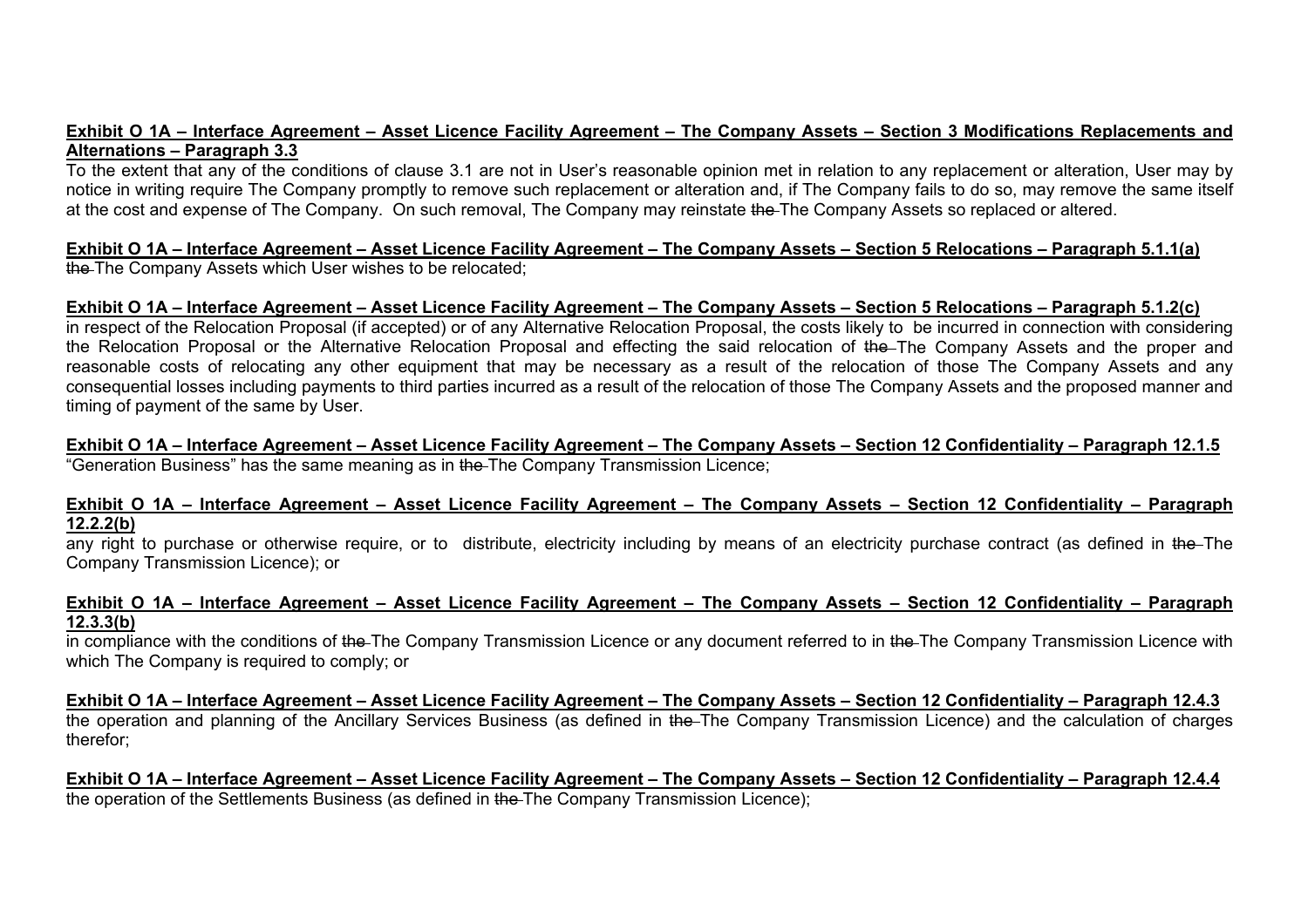**Exhibit O 1A – Interface Agreement – Asset Licence Facility Agreement – The Company Assets – Section 3 Modifications Replacements and Alternations – Paragraph 3.3**

To the extent that any of the conditions of clause 3.1 are not in User's reasonable opinion met in relation to any replacement or alteration, User may by notice in writing require The Company promptly to remove such replacement or alteration and, if The Company fails to do so, may remove the same itself at the cost and expense of The Company. On such removal, The Company may reinstate ~~the~~ The Company Assets so replaced or altered.

**Exhibit O 1A – Interface Agreement – Asset Licence Facility Agreement – The Company Assets – Section 5 Relocations – Paragraph 5.1.1(a)**

~~the~~ The Company Assets which User wishes to be relocated;

**Exhibit O 1A – Interface Agreement – Asset Licence Facility Agreement – The Company Assets – Section 5 Relocations – Paragraph 5.1.2(c)**

in respect of the Relocation Proposal (if accepted) or of any Alternative Relocation Proposal, the costs likely to be incurred in connection with considering the Relocation Proposal or the Alternative Relocation Proposal and effecting the said relocation of ~~the~~ The Company Assets and the proper and reasonable costs of relocating any other equipment that may be necessary as a result of the relocation of those The Company Assets and any consequential losses including payments to third parties incurred as a result of the relocation of those The Company Assets and the proposed manner and timing of payment of the same by User.

**Exhibit O 1A – Interface Agreement – Asset Licence Facility Agreement – The Company Assets – Section 12 Confidentiality – Paragraph 12.1.5**

"Generation Business" has the same meaning as in ~~the~~ The Company Transmission Licence;

**Exhibit O 1A – Interface Agreement – Asset Licence Facility Agreement – The Company Assets – Section 12 Confidentiality – Paragraph 12.2.2(b)**

any right to purchase or otherwise require, or to distribute, electricity including by means of an electricity purchase contract (as defined in ~~the~~ The Company Transmission Licence); or

**Exhibit O 1A – Interface Agreement – Asset Licence Facility Agreement – The Company Assets – Section 12 Confidentiality – Paragraph 12.3.3(b)**

in compliance with the conditions of ~~the~~ The Company Transmission Licence or any document referred to in ~~the~~ The Company Transmission Licence with which The Company is required to comply; or

**Exhibit O 1A – Interface Agreement – Asset Licence Facility Agreement – The Company Assets – Section 12 Confidentiality – Paragraph 12.4.3**

the operation and planning of the Ancillary Services Business (as defined in ~~the~~ The Company Transmission Licence) and the calculation of charges therefor;

**Exhibit O 1A – Interface Agreement – Asset Licence Facility Agreement – The Company Assets – Section 12 Confidentiality – Paragraph 12.4.4**

the operation of the Settlements Business (as defined in ~~the~~ The Company Transmission Licence);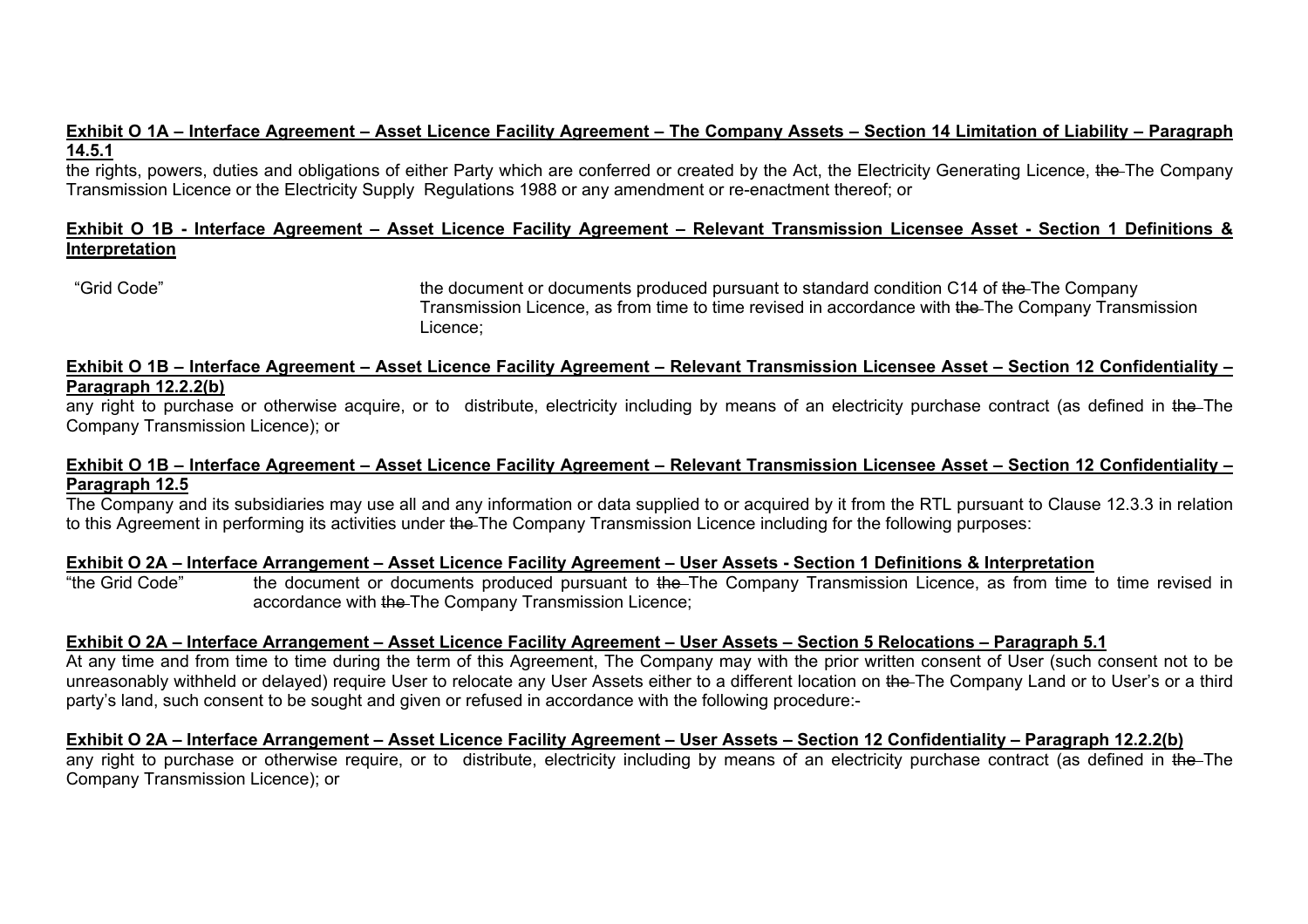**Exhibit O 1A – Interface Agreement – Asset Licence Facility Agreement – The Company Assets – Section 14 Limitation of Liability – Paragraph 14.5.1**

the rights, powers, duties and obligations of either Party which are conferred or created by the Act, the Electricity Generating Licence, ~~the~~ The Company Transmission Licence or the Electricity Supply Regulations 1988 or any amendment or re-enactment thereof; or

**Exhibit O 1B - Interface Agreement – Asset Licence Facility Agreement – Relevant Transmission Licensee Asset - Section 1 Definitions & Interpretation**

| | |
|---|---|
| "Grid Code" | the document or documents produced pursuant to standard condition C14 of ~~the~~ The Company Transmission Licence, as from time to time revised in accordance with ~~the~~ The Company Transmission Licence; |

**Exhibit O 1B – Interface Agreement – Asset Licence Facility Agreement – Relevant Transmission Licensee Asset – Section 12 Confidentiality – Paragraph 12.2.2(b)**

any right to purchase or otherwise acquire, or to distribute, electricity including by means of an electricity purchase contract (as defined in ~~the~~ The Company Transmission Licence); or

**Exhibit O 1B – Interface Agreement – Asset Licence Facility Agreement – Relevant Transmission Licensee Asset – Section 12 Confidentiality – Paragraph 12.5**

The Company and its subsidiaries may use all and any information or data supplied to or acquired by it from the RTL pursuant to Clause 12.3.3 in relation to this Agreement in performing its activities under ~~the~~ The Company Transmission Licence including for the following purposes:

**Exhibit O 2A – Interface Arrangement – Asset Licence Facility Agreement – User Assets - Section 1 Definitions & Interpretation**

| | |
|---|---|
| "the Grid Code" | the document or documents produced pursuant to ~~the~~ The Company Transmission Licence, as from time to time revised in accordance with ~~the~~ The Company Transmission Licence; |

**Exhibit O 2A – Interface Arrangement – Asset Licence Facility Agreement – User Assets – Section 5 Relocations – Paragraph 5.1**

At any time and from time to time during the term of this Agreement, The Company may with the prior written consent of User (such consent not to be unreasonably withheld or delayed) require User to relocate any User Assets either to a different location on ~~the~~ The Company Land or to User's or a third party's land, such consent to be sought and given or refused in accordance with the following procedure:-

**Exhibit O 2A – Interface Arrangement – Asset Licence Facility Agreement – User Assets – Section 12 Confidentiality – Paragraph 12.2.2(b)**

any right to purchase or otherwise require, or to distribute, electricity including by means of an electricity purchase contract (as defined in ~~the~~ The Company Transmission Licence); or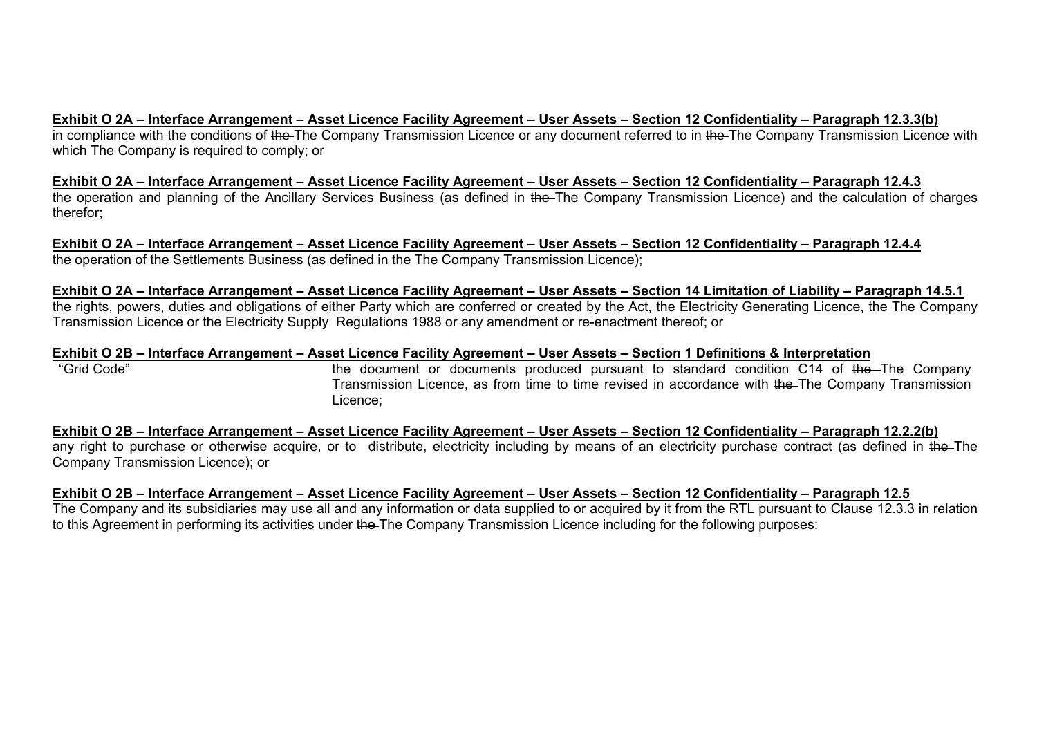**Exhibit O 2A – Interface Arrangement – Asset Licence Facility Agreement – User Assets – Section 12 Confidentiality – Paragraph 12.3.3(b)**

in compliance with the conditions of ~~the~~ The Company Transmission Licence or any document referred to in ~~the~~ The Company Transmission Licence with which The Company is required to comply; or

**Exhibit O 2A – Interface Arrangement – Asset Licence Facility Agreement – User Assets – Section 12 Confidentiality – Paragraph 12.4.3**

the operation and planning of the Ancillary Services Business (as defined in ~~the~~ The Company Transmission Licence) and the calculation of charges therefor;

**Exhibit O 2A – Interface Arrangement – Asset Licence Facility Agreement – User Assets – Section 12 Confidentiality – Paragraph 12.4.4**

the operation of the Settlements Business (as defined in ~~the~~ The Company Transmission Licence);

**Exhibit O 2A – Interface Arrangement – Asset Licence Facility Agreement – User Assets – Section 14 Limitation of Liability – Paragraph 14.5.1**

the rights, powers, duties and obligations of either Party which are conferred or created by the Act, the Electricity Generating Licence, ~~the~~ The Company Transmission Licence or the Electricity Supply Regulations 1988 or any amendment or re-enactment thereof; or

**Exhibit O 2B – Interface Arrangement – Asset Licence Facility Agreement – User Assets – Section 1 Definitions & Interpretation**

| | |
|---|---|
| "Grid Code" | the document or documents produced pursuant to standard condition C14 of ~~the~~ The Company Transmission Licence, as from time to time revised in accordance with ~~the~~ The Company Transmission Licence; |

**Exhibit O 2B – Interface Arrangement – Asset Licence Facility Agreement – User Assets – Section 12 Confidentiality – Paragraph 12.2.2(b)**

any right to purchase or otherwise acquire, or to distribute, electricity including by means of an electricity purchase contract (as defined in ~~the~~ The Company Transmission Licence); or

**Exhibit O 2B – Interface Arrangement – Asset Licence Facility Agreement – User Assets – Section 12 Confidentiality – Paragraph 12.5**

The Company and its subsidiaries may use all and any information or data supplied to or acquired by it from the RTL pursuant to Clause 12.3.3 in relation to this Agreement in performing its activities under ~~the~~ The Company Transmission Licence including for the following purposes: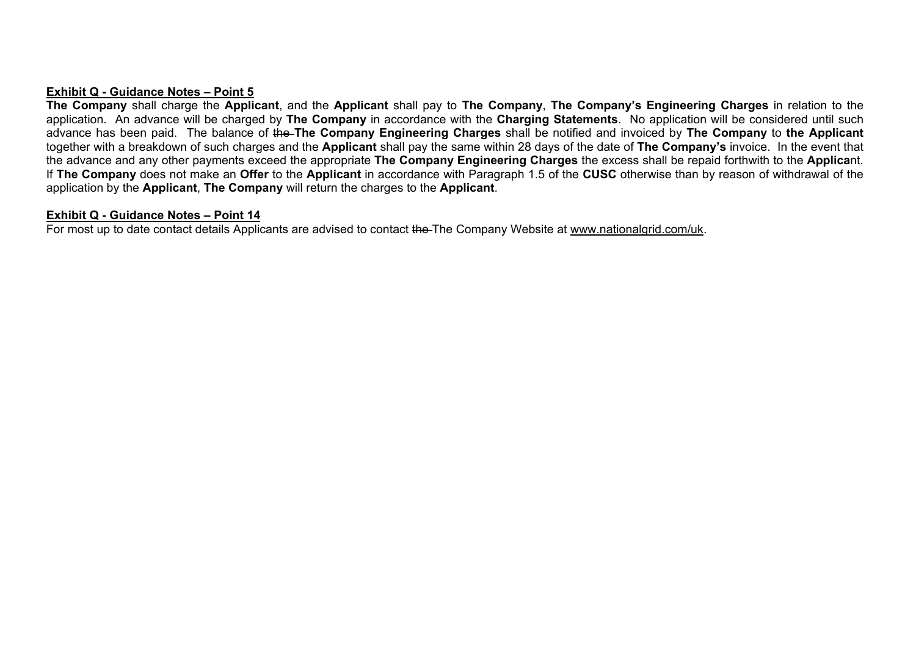**<u>Exhibit Q - Guidance Notes – Point 5</u>**

**The Company** shall charge the **Applicant**, and the **Applicant** shall pay to **The Company**, **The Company's Engineering Charges** in relation to the application. An advance will be charged by **The Company** in accordance with the **Charging Statements**. No application will be considered until such advance has been paid. The balance of ~~the~~ **The Company Engineering Charges** shall be notified and invoiced by **The Company** to **the Applicant** together with a breakdown of such charges and the **Applicant** shall pay the same within 28 days of the date of **The Company's** invoice. In the event that the advance and any other payments exceed the appropriate **The Company Engineering Charges** the excess shall be repaid forthwith to the **Applica**nt. If **The Company** does not make an **Offer** to the **Applicant** in accordance with Paragraph 1.5 of the **CUSC** otherwise than by reason of withdrawal of the application by the **Applicant**, **The Company** will return the charges to the **Applicant**.

**<u>Exhibit Q - Guidance Notes – Point 14</u>**

For most up to date contact details Applicants are advised to contact ~~the~~ The Company Website at <u>www.nationalgrid.com/uk</u>.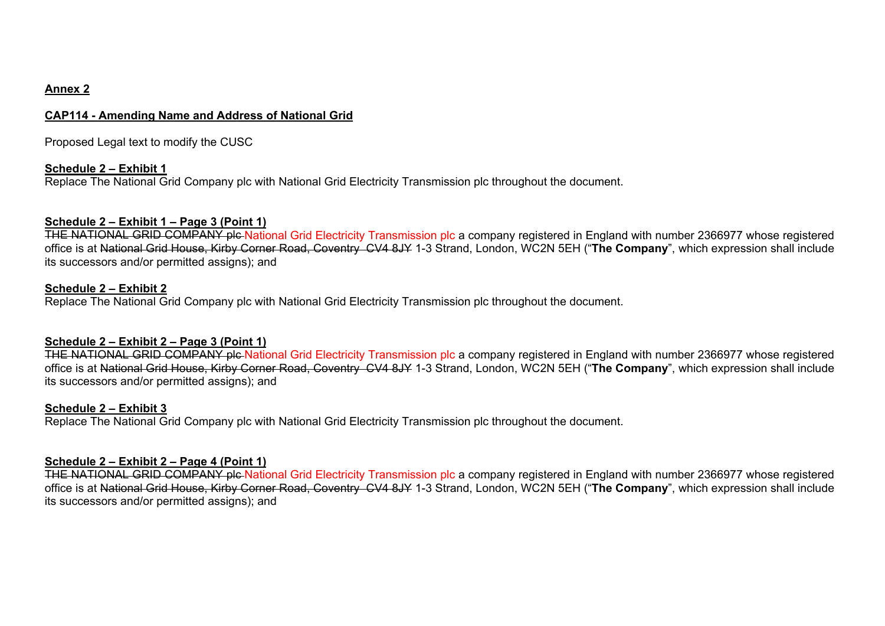**Annex 2**

**CAP114 - Amending Name and Address of National Grid**

Proposed Legal text to modify the CUSC

**Schedule 2 – Exhibit 1**
Replace The National Grid Company plc with National Grid Electricity Transmission plc throughout the document.

**Schedule 2 – Exhibit 1 – Page 3 (Point 1)**
~~THE NATIONAL GRID COMPANY plc~~ National Grid Electricity Transmission plc a company registered in England with number 2366977 whose registered office is at ~~National Grid House, Kirby Corner Road, Coventry CV4 8JY~~ 1-3 Strand, London, WC2N 5EH ("**The Company**", which expression shall include its successors and/or permitted assigns); and

**Schedule 2 – Exhibit 2**
Replace The National Grid Company plc with National Grid Electricity Transmission plc throughout the document.

**Schedule 2 – Exhibit 2 – Page 3 (Point 1)**
~~THE NATIONAL GRID COMPANY plc~~ National Grid Electricity Transmission plc a company registered in England with number 2366977 whose registered office is at ~~National Grid House, Kirby Corner Road, Coventry CV4 8JY~~ 1-3 Strand, London, WC2N 5EH ("**The Company**", which expression shall include its successors and/or permitted assigns); and

**Schedule 2 – Exhibit 3**
Replace The National Grid Company plc with National Grid Electricity Transmission plc throughout the document.

**Schedule 2 – Exhibit 2 – Page 4 (Point 1)**
~~THE NATIONAL GRID COMPANY plc~~ National Grid Electricity Transmission plc a company registered in England with number 2366977 whose registered office is at ~~National Grid House, Kirby Corner Road, Coventry CV4 8JY~~ 1-3 Strand, London, WC2N 5EH ("**The Company**", which expression shall include its successors and/or permitted assigns); and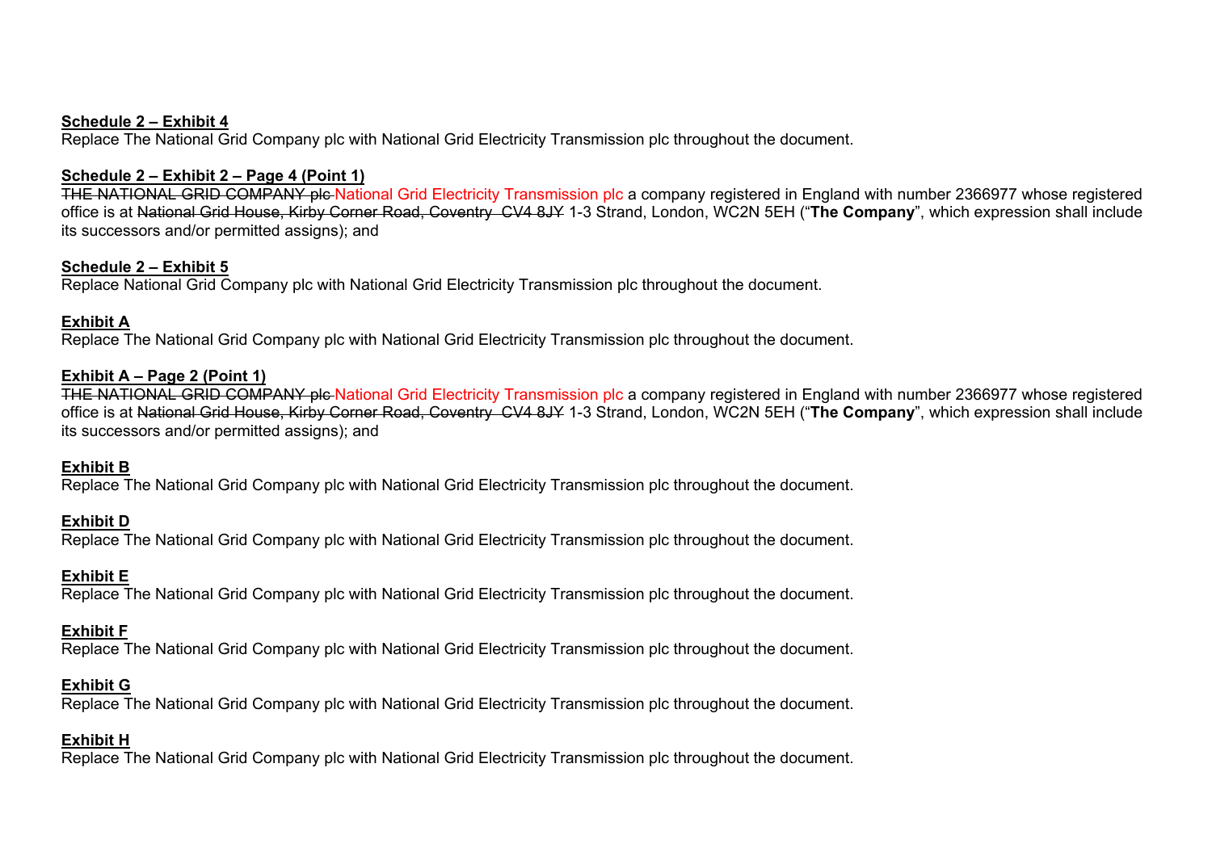**<u>Schedule 2 – Exhibit 4</u>**
Replace The National Grid Company plc with National Grid Electricity Transmission plc throughout the document.

**<u>Schedule 2 – Exhibit 2 – Page 4 (Point 1)</u>**
~~THE NATIONAL GRID COMPANY plc~~ National Grid Electricity Transmission plc a company registered in England with number 2366977 whose registered office is at ~~National Grid House, Kirby Corner Road, Coventry CV4 8JY~~ 1-3 Strand, London, WC2N 5EH ("**The Company**", which expression shall include its successors and/or permitted assigns); and

**<u>Schedule 2 – Exhibit 5</u>**
Replace National Grid Company plc with National Grid Electricity Transmission plc throughout the document.

**<u>Exhibit A</u>**
Replace The National Grid Company plc with National Grid Electricity Transmission plc throughout the document.

**<u>Exhibit A – Page 2 (Point 1)</u>**
~~THE NATIONAL GRID COMPANY plc~~ National Grid Electricity Transmission plc a company registered in England with number 2366977 whose registered office is at ~~National Grid House, Kirby Corner Road, Coventry CV4 8JY~~ 1-3 Strand, London, WC2N 5EH ("**The Company**", which expression shall include its successors and/or permitted assigns); and

**<u>Exhibit B</u>**
Replace The National Grid Company plc with National Grid Electricity Transmission plc throughout the document.

**<u>Exhibit D</u>**
Replace The National Grid Company plc with National Grid Electricity Transmission plc throughout the document.

**<u>Exhibit E</u>**
Replace The National Grid Company plc with National Grid Electricity Transmission plc throughout the document.

**<u>Exhibit F</u>**
Replace The National Grid Company plc with National Grid Electricity Transmission plc throughout the document.

**<u>Exhibit G</u>**
Replace The National Grid Company plc with National Grid Electricity Transmission plc throughout the document.

**<u>Exhibit H</u>**
Replace The National Grid Company plc with National Grid Electricity Transmission plc throughout the document.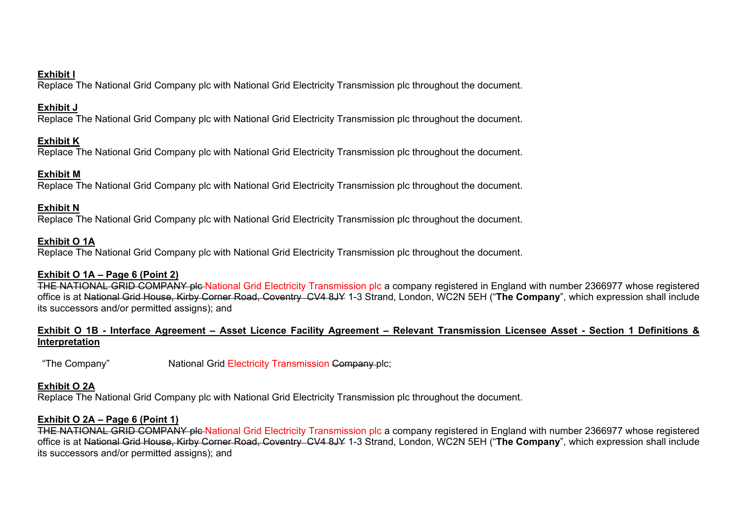**Exhibit I**

Replace The National Grid Company plc with National Grid Electricity Transmission plc throughout the document.

**Exhibit J**

Replace The National Grid Company plc with National Grid Electricity Transmission plc throughout the document.

**Exhibit K**

Replace The National Grid Company plc with National Grid Electricity Transmission plc throughout the document.

**Exhibit M**

Replace The National Grid Company plc with National Grid Electricity Transmission plc throughout the document.

**Exhibit N**

Replace The National Grid Company plc with National Grid Electricity Transmission plc throughout the document.

**Exhibit O 1A**

Replace The National Grid Company plc with National Grid Electricity Transmission plc throughout the document.

**Exhibit O 1A – Page 6 (Point 2)**

~~THE NATIONAL GRID COMPANY plc~~ National Grid Electricity Transmission plc a company registered in England with number 2366977 whose registered office is at ~~National Grid House, Kirby Corner Road, Coventry CV4 8JY~~ 1-3 Strand, London, WC2N 5EH ("**The Company**", which expression shall include its successors and/or permitted assigns); and

**Exhibit O 1B - Interface Agreement – Asset Licence Facility Agreement – Relevant Transmission Licensee Asset - Section 1 Definitions & Interpretation**

"The Company" National Grid Electricity Transmission ~~Company~~ plc;

**Exhibit O 2A**

Replace The National Grid Company plc with National Grid Electricity Transmission plc throughout the document.

**Exhibit O 2A – Page 6 (Point 1)**

~~THE NATIONAL GRID COMPANY plc~~ National Grid Electricity Transmission plc a company registered in England with number 2366977 whose registered office is at ~~National Grid House, Kirby Corner Road, Coventry CV4 8JY~~ 1-3 Strand, London, WC2N 5EH ("**The Company**", which expression shall include its successors and/or permitted assigns); and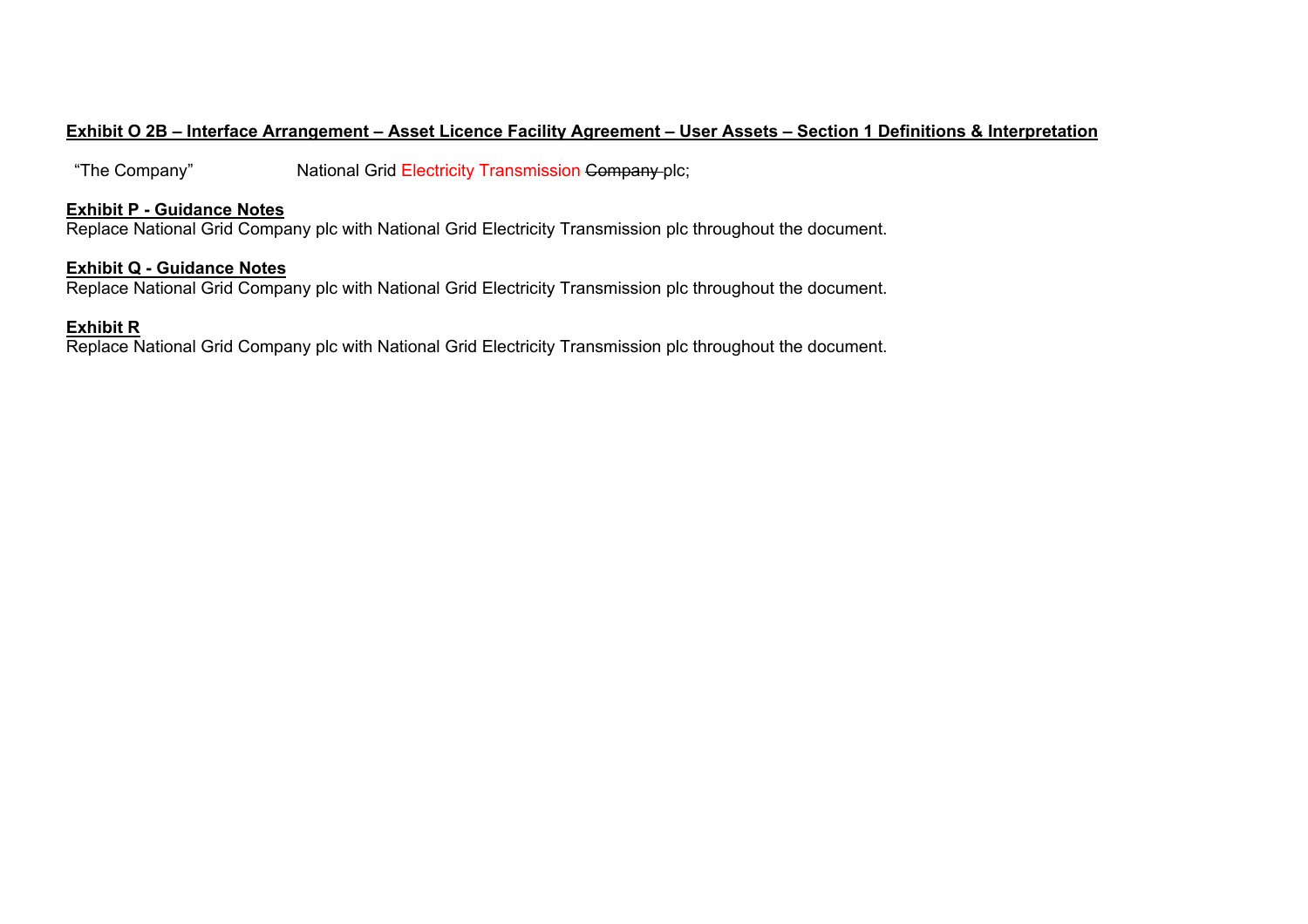**<u>Exhibit O 2B – Interface Arrangement – Asset Licence Facility Agreement – User Assets – Section 1 Definitions & Interpretation</u>**

"The Company" National Grid Electricity Transmission ~~Company~~ plc;

**<u>Exhibit P - Guidance Notes</u>**

Replace National Grid Company plc with National Grid Electricity Transmission plc throughout the document.

**<u>Exhibit Q - Guidance Notes</u>**

Replace National Grid Company plc with National Grid Electricity Transmission plc throughout the document.

**<u>Exhibit R</u>**

Replace National Grid Company plc with National Grid Electricity Transmission plc throughout the document.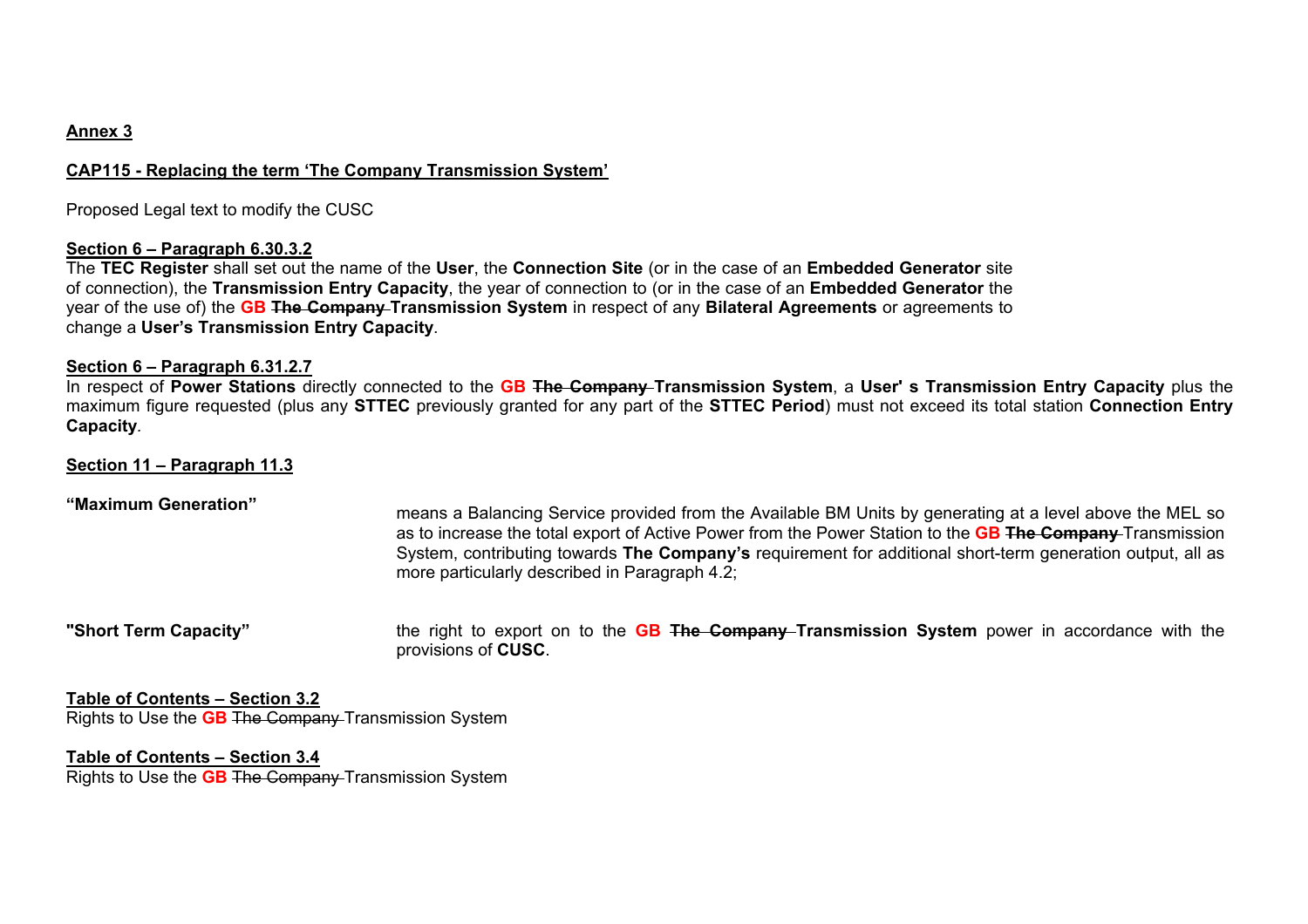**Annex 3**

**CAP115 - Replacing the term 'The Company Transmission System'**

Proposed Legal text to modify the CUSC

**Section 6 – Paragraph 6.30.3.2**

The **TEC Register** shall set out the name of the **User**, the **Connection Site** (or in the case of an **Embedded Generator** site of connection), the **Transmission Entry Capacity**, the year of connection to (or in the case of an **Embedded Generator** the year of the use of) the **GB** ~~**The Company**~~ **Transmission System** in respect of any **Bilateral Agreements** or agreements to change a **User's Transmission Entry Capacity**.

**Section 6 – Paragraph 6.31.2.7**

In respect of **Power Stations** directly connected to the **GB** ~~**The Company**~~ **Transmission System**, a **User' s Transmission Entry Capacity** plus the maximum figure requested (plus any **STTEC** previously granted for any part of the **STTEC Period**) must not exceed its total station **Connection Entry Capacity**.

**Section 11 – Paragraph 11.3**

| | |
|---|---|
| **"Maximum Generation"** | means a Balancing Service provided from the Available BM Units by generating at a level above the MEL so as to increase the total export of Active Power from the Power Station to the **GB** ~~**The Company**~~ Transmission System, contributing towards **The Company's** requirement for additional short-term generation output, all as more particularly described in Paragraph 4.2; |
| **"Short Term Capacity"** | the right to export on to the **GB** ~~**The Company**~~ **Transmission System** power in accordance with the provisions of **CUSC**. |

**Table of Contents – Section 3.2**

Rights to Use the **GB** ~~The Company~~ Transmission System

**Table of Contents – Section 3.4**

Rights to Use the **GB** ~~The Company~~ Transmission System